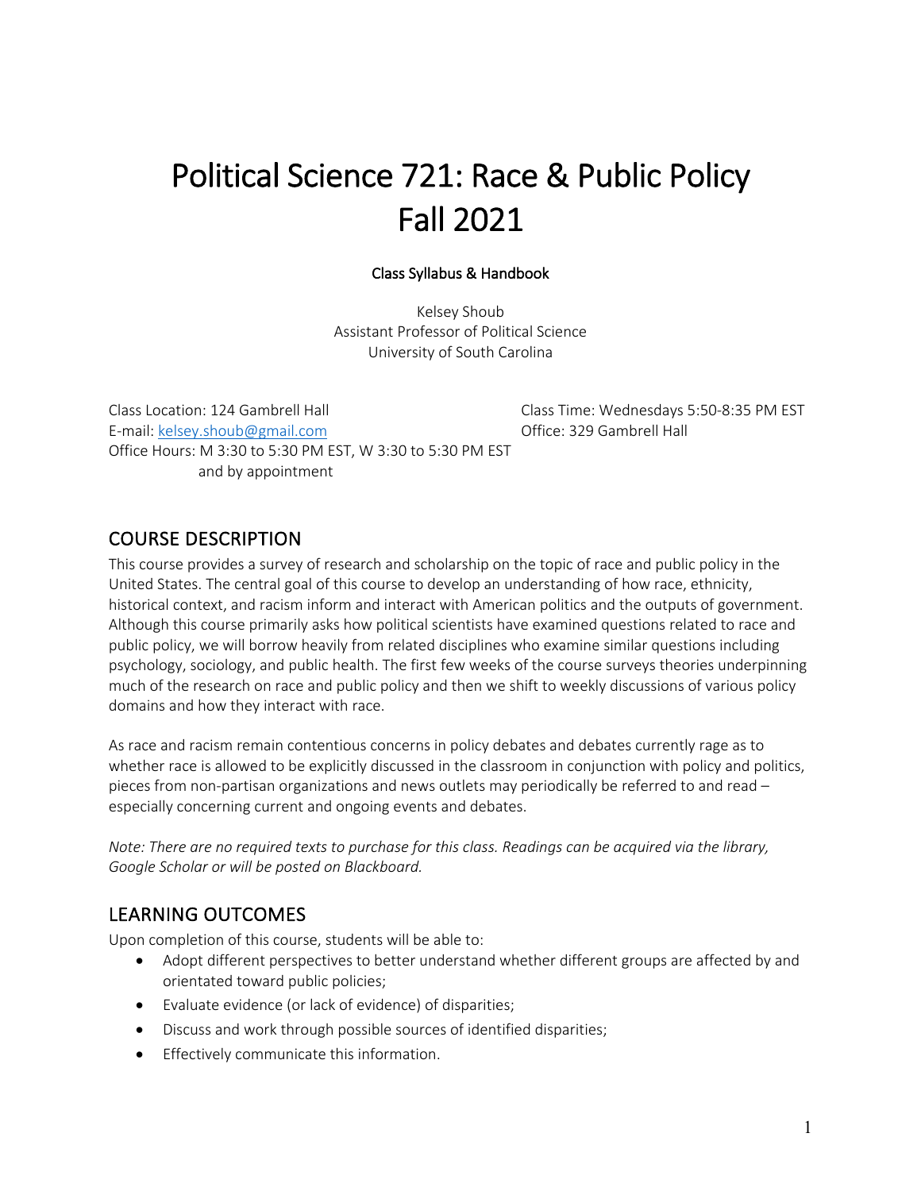# Political Science 721: Race & Public Policy Fall 2021

**Class Syllabus & Handbook**

Kelsey Shoub
Assistant Professor of Political Science
University of South Carolina

Class Location: 124 Gambrell Hall
Class Time: Wednesdays 5:50-8:35 PM EST
E-mail: kelsey.shoub@gmail.com
Office: 329 Gambrell Hall
Office Hours: M 3:30 to 5:30 PM EST, W 3:30 to 5:30 PM EST and by appointment

## COURSE DESCRIPTION

This course provides a survey of research and scholarship on the topic of race and public policy in the United States. The central goal of this course to develop an understanding of how race, ethnicity, historical context, and racism inform and interact with American politics and the outputs of government. Although this course primarily asks how political scientists have examined questions related to race and public policy, we will borrow heavily from related disciplines who examine similar questions including psychology, sociology, and public health. The first few weeks of the course surveys theories underpinning much of the research on race and public policy and then we shift to weekly discussions of various policy domains and how they interact with race.

As race and racism remain contentious concerns in policy debates and debates currently rage as to whether race is allowed to be explicitly discussed in the classroom in conjunction with policy and politics, pieces from non-partisan organizations and news outlets may periodically be referred to and read – especially concerning current and ongoing events and debates.

*Note: There are no required texts to purchase for this class. Readings can be acquired via the library, Google Scholar or will be posted on Blackboard.*

## LEARNING OUTCOMES

Upon completion of this course, students will be able to:

- Adopt different perspectives to better understand whether different groups are affected by and orientated toward public policies;
- Evaluate evidence (or lack of evidence) of disparities;
- Discuss and work through possible sources of identified disparities;
- Effectively communicate this information.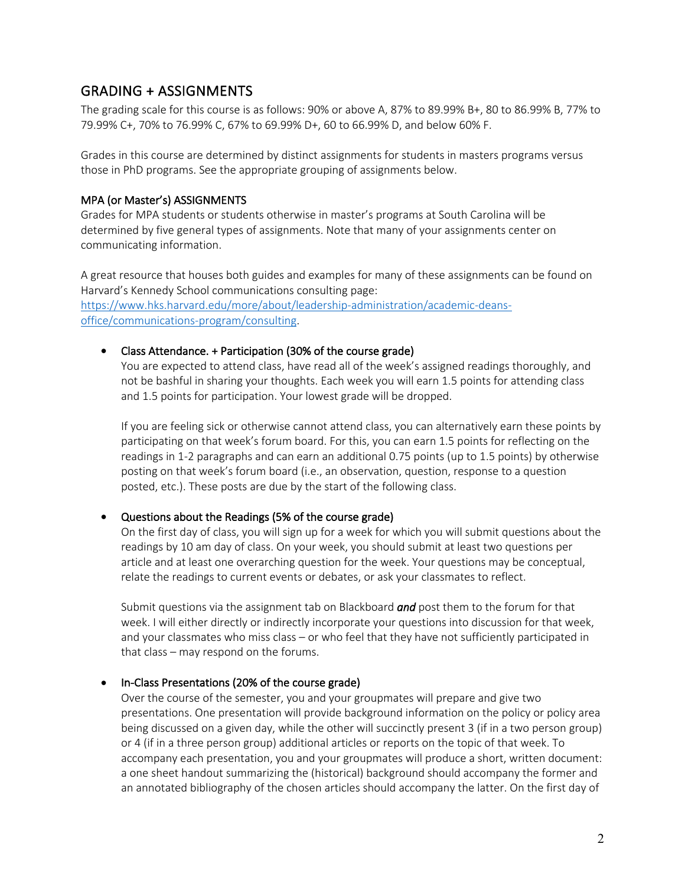## GRADING + ASSIGNMENTS

The grading scale for this course is as follows: 90% or above A, 87% to 89.99% B+, 80 to 86.99% B, 77% to 79.99% C+, 70% to 76.99% C, 67% to 69.99% D+, 60 to 66.99% D, and below 60% F.

Grades in this course are determined by distinct assignments for students in masters programs versus those in PhD programs. See the appropriate grouping of assignments below.

### MPA (or Master's) ASSIGNMENTS

Grades for MPA students or students otherwise in master's programs at South Carolina will be determined by five general types of assignments. Note that many of your assignments center on communicating information.

A great resource that houses both guides and examples for many of these assignments can be found on Harvard's Kennedy School communications consulting page: https://www.hks.harvard.edu/more/about/leadership-administration/academic-deans-office/communications-program/consulting.

- Class Attendance. + Participation (30% of the course grade)
  You are expected to attend class, have read all of the week's assigned readings thoroughly, and not be bashful in sharing your thoughts. Each week you will earn 1.5 points for attending class and 1.5 points for participation. Your lowest grade will be dropped.

  If you are feeling sick or otherwise cannot attend class, you can alternatively earn these points by participating on that week's forum board. For this, you can earn 1.5 points for reflecting on the readings in 1-2 paragraphs and can earn an additional 0.75 points (up to 1.5 points) by otherwise posting on that week's forum board (i.e., an observation, question, response to a question posted, etc.). These posts are due by the start of the following class.

- Questions about the Readings (5% of the course grade)
  On the first day of class, you will sign up for a week for which you will submit questions about the readings by 10 am day of class. On your week, you should submit at least two questions per article and at least one overarching question for the week. Your questions may be conceptual, relate the readings to current events or debates, or ask your classmates to reflect.

  Submit questions via the assignment tab on Blackboard ***and*** post them to the forum for that week. I will either directly or indirectly incorporate your questions into discussion for that week, and your classmates who miss class – or who feel that they have not sufficiently participated in that class – may respond on the forums.

- In-Class Presentations (20% of the course grade)
  Over the course of the semester, you and your groupmates will prepare and give two presentations. One presentation will provide background information on the policy or policy area being discussed on a given day, while the other will succinctly present 3 (if in a two person group) or 4 (if in a three person group) additional articles or reports on the topic of that week. To accompany each presentation, you and your groupmates will produce a short, written document: a one sheet handout summarizing the (historical) background should accompany the former and an annotated bibliography of the chosen articles should accompany the latter. On the first day of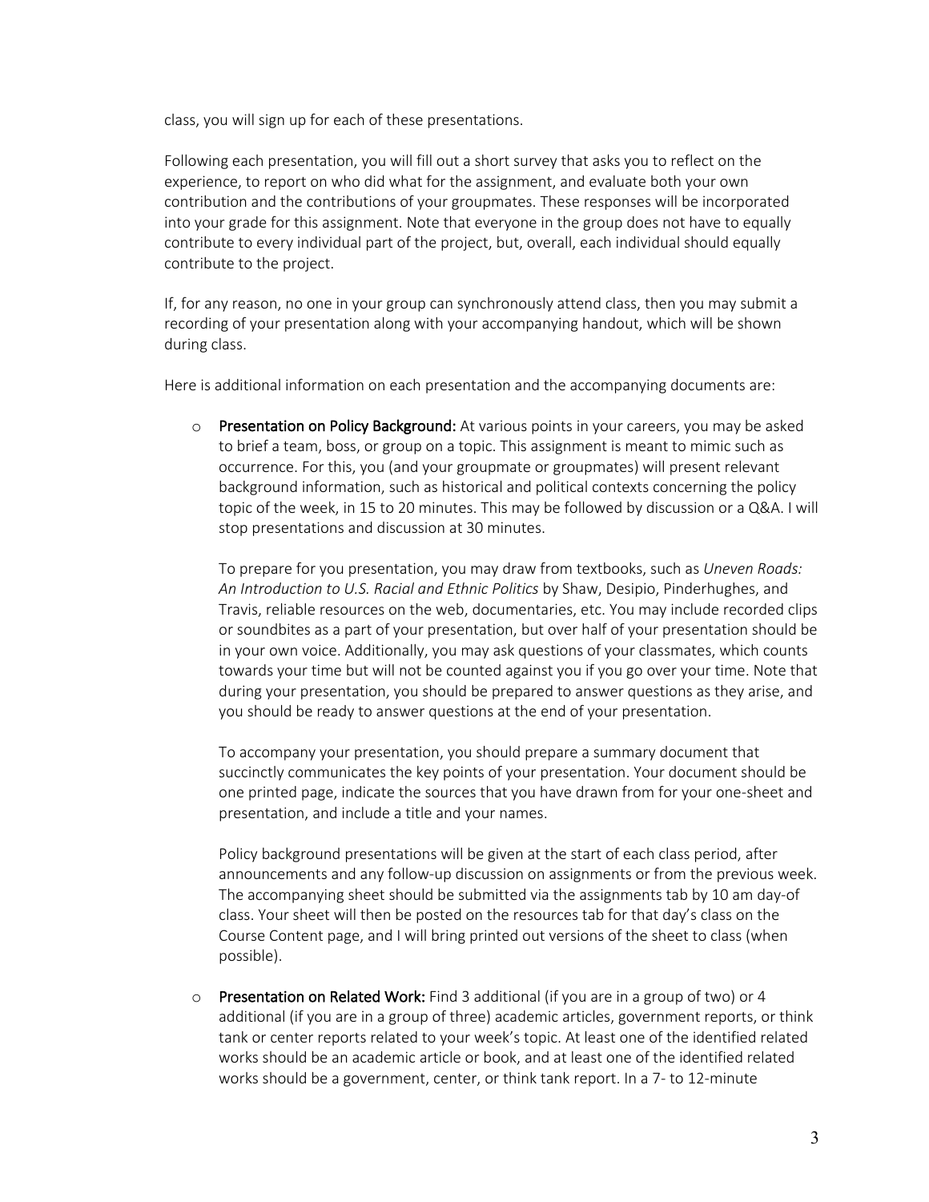class, you will sign up for each of these presentations.

Following each presentation, you will fill out a short survey that asks you to reflect on the experience, to report on who did what for the assignment, and evaluate both your own contribution and the contributions of your groupmates. These responses will be incorporated into your grade for this assignment. Note that everyone in the group does not have to equally contribute to every individual part of the project, but, overall, each individual should equally contribute to the project.

If, for any reason, no one in your group can synchronously attend class, then you may submit a recording of your presentation along with your accompanying handout, which will be shown during class.

Here is additional information on each presentation and the accompanying documents are:

- **Presentation on Policy Background:** At various points in your careers, you may be asked to brief a team, boss, or group on a topic. This assignment is meant to mimic such as occurrence. For this, you (and your groupmate or groupmates) will present relevant background information, such as historical and political contexts concerning the policy topic of the week, in 15 to 20 minutes. This may be followed by discussion or a Q&A. I will stop presentations and discussion at 30 minutes.

  To prepare for you presentation, you may draw from textbooks, such as *Uneven Roads: An Introduction to U.S. Racial and Ethnic Politics* by Shaw, Desipio, Pinderhughes, and Travis, reliable resources on the web, documentaries, etc. You may include recorded clips or soundbites as a part of your presentation, but over half of your presentation should be in your own voice. Additionally, you may ask questions of your classmates, which counts towards your time but will not be counted against you if you go over your time. Note that during your presentation, you should be prepared to answer questions as they arise, and you should be ready to answer questions at the end of your presentation.

  To accompany your presentation, you should prepare a summary document that succinctly communicates the key points of your presentation. Your document should be one printed page, indicate the sources that you have drawn from for your one-sheet and presentation, and include a title and your names.

  Policy background presentations will be given at the start of each class period, after announcements and any follow-up discussion on assignments or from the previous week. The accompanying sheet should be submitted via the assignments tab by 10 am day-of class. Your sheet will then be posted on the resources tab for that day's class on the Course Content page, and I will bring printed out versions of the sheet to class (when possible).

- **Presentation on Related Work:** Find 3 additional (if you are in a group of two) or 4 additional (if you are in a group of three) academic articles, government reports, or think tank or center reports related to your week's topic. At least one of the identified related works should be an academic article or book, and at least one of the identified related works should be a government, center, or think tank report. In a 7- to 12-minute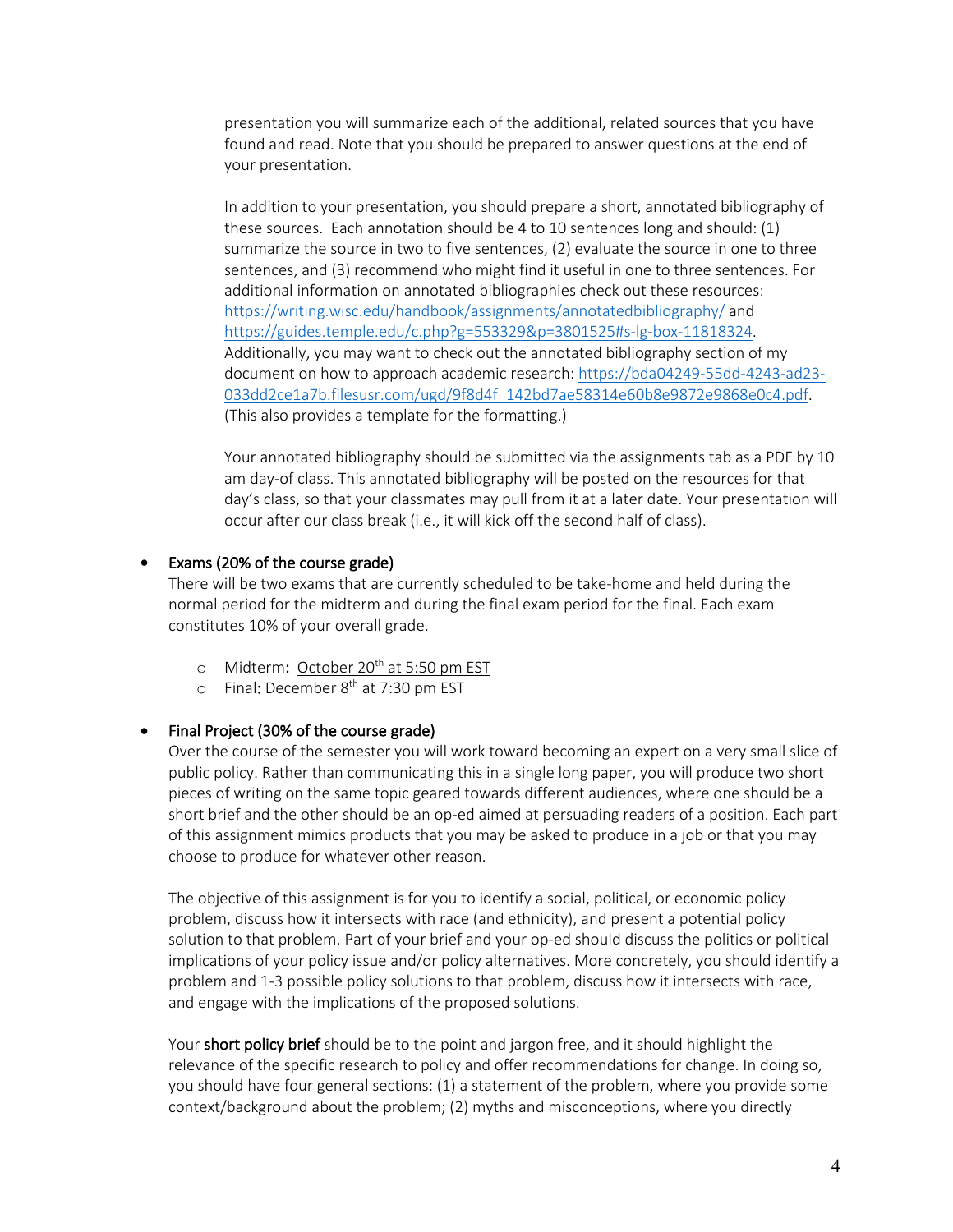presentation you will summarize each of the additional, related sources that you have found and read. Note that you should be prepared to answer questions at the end of your presentation.

In addition to your presentation, you should prepare a short, annotated bibliography of these sources. Each annotation should be 4 to 10 sentences long and should: (1) summarize the source in two to five sentences, (2) evaluate the source in one to three sentences, and (3) recommend who might find it useful in one to three sentences. For additional information on annotated bibliographies check out these resources: https://writing.wisc.edu/handbook/assignments/annotatedbibliography/ and https://guides.temple.edu/c.php?g=553329&p=3801525#s-lg-box-11818324. Additionally, you may want to check out the annotated bibliography section of my document on how to approach academic research: https://bda04249-55dd-4243-ad23-033dd2ce1a7b.filesusr.com/ugd/9f8d4f_142bd7ae58314e60b8e9872e9868e0c4.pdf. (This also provides a template for the formatting.)

Your annotated bibliography should be submitted via the assignments tab as a PDF by 10 am day-of class. This annotated bibliography will be posted on the resources for that day's class, so that your classmates may pull from it at a later date. Your presentation will occur after our class break (i.e., it will kick off the second half of class).

- Exams (20% of the course grade)
  There will be two exams that are currently scheduled to be take-home and held during the normal period for the midterm and during the final exam period for the final. Each exam constitutes 10% of your overall grade.
  - Midterm: October 20th at 5:50 pm EST
  - Final: December 8th at 7:30 pm EST

- Final Project (30% of the course grade)
  Over the course of the semester you will work toward becoming an expert on a very small slice of public policy. Rather than communicating this in a single long paper, you will produce two short pieces of writing on the same topic geared towards different audiences, where one should be a short brief and the other should be an op-ed aimed at persuading readers of a position. Each part of this assignment mimics products that you may be asked to produce in a job or that you may choose to produce for whatever other reason.

  The objective of this assignment is for you to identify a social, political, or economic policy problem, discuss how it intersects with race (and ethnicity), and present a potential policy solution to that problem. Part of your brief and your op-ed should discuss the politics or political implications of your policy issue and/or policy alternatives. More concretely, you should identify a problem and 1-3 possible policy solutions to that problem, discuss how it intersects with race, and engage with the implications of the proposed solutions.

  Your **short policy brief** should be to the point and jargon free, and it should highlight the relevance of the specific research to policy and offer recommendations for change. In doing so, you should have four general sections: (1) a statement of the problem, where you provide some context/background about the problem; (2) myths and misconceptions, where you directly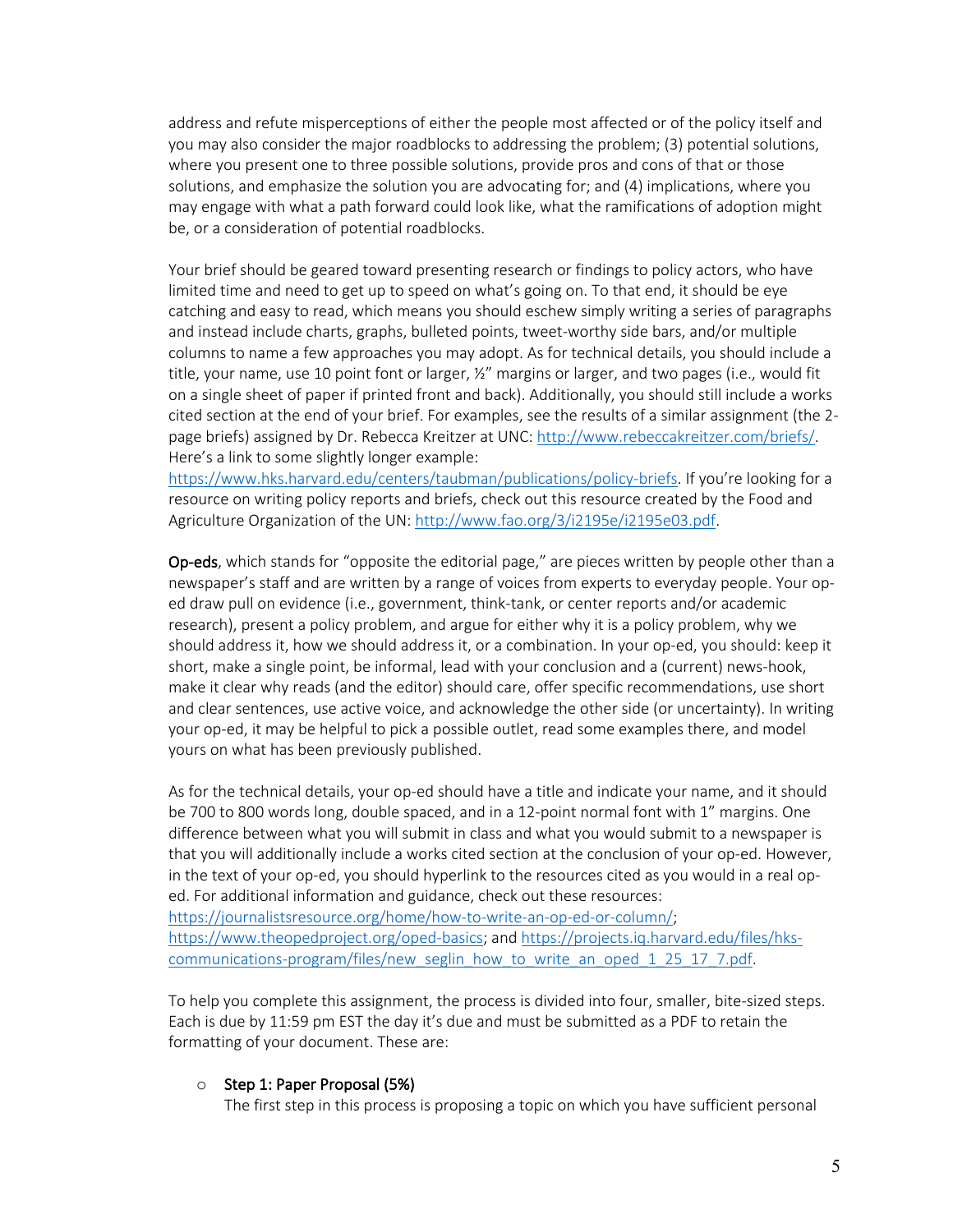address and refute misperceptions of either the people most affected or of the policy itself and you may also consider the major roadblocks to addressing the problem; (3) potential solutions, where you present one to three possible solutions, provide pros and cons of that or those solutions, and emphasize the solution you are advocating for; and (4) implications, where you may engage with what a path forward could look like, what the ramifications of adoption might be, or a consideration of potential roadblocks.

Your brief should be geared toward presenting research or findings to policy actors, who have limited time and need to get up to speed on what's going on. To that end, it should be eye catching and easy to read, which means you should eschew simply writing a series of paragraphs and instead include charts, graphs, bulleted points, tweet-worthy side bars, and/or multiple columns to name a few approaches you may adopt. As for technical details, you should include a title, your name, use 10 point font or larger, ½" margins or larger, and two pages (i.e., would fit on a single sheet of paper if printed front and back). Additionally, you should still include a works cited section at the end of your brief. For examples, see the results of a similar assignment (the 2-page briefs) assigned by Dr. Rebecca Kreitzer at UNC: http://www.rebeccakreitzer.com/briefs/. Here's a link to some slightly longer example: https://www.hks.harvard.edu/centers/taubman/publications/policy-briefs. If you're looking for a resource on writing policy reports and briefs, check out this resource created by the Food and Agriculture Organization of the UN: http://www.fao.org/3/i2195e/i2195e03.pdf.

**Op-eds**, which stands for "opposite the editorial page," are pieces written by people other than a newspaper's staff and are written by a range of voices from experts to everyday people. Your op-ed draw pull on evidence (i.e., government, think-tank, or center reports and/or academic research), present a policy problem, and argue for either why it is a policy problem, why we should address it, how we should address it, or a combination. In your op-ed, you should: keep it short, make a single point, be informal, lead with your conclusion and a (current) news-hook, make it clear why reads (and the editor) should care, offer specific recommendations, use short and clear sentences, use active voice, and acknowledge the other side (or uncertainty). In writing your op-ed, it may be helpful to pick a possible outlet, read some examples there, and model yours on what has been previously published.

As for the technical details, your op-ed should have a title and indicate your name, and it should be 700 to 800 words long, double spaced, and in a 12-point normal font with 1" margins. One difference between what you will submit in class and what you would submit to a newspaper is that you will additionally include a works cited section at the conclusion of your op-ed. However, in the text of your op-ed, you should hyperlink to the resources cited as you would in a real op-ed. For additional information and guidance, check out these resources: https://journalistsresource.org/home/how-to-write-an-op-ed-or-column/; https://www.theopedproject.org/oped-basics; and https://projects.iq.harvard.edu/files/hks-communications-program/files/new_seglin_how_to_write_an_oped_1_25_17_7.pdf.

To help you complete this assignment, the process is divided into four, smaller, bite-sized steps. Each is due by 11:59 pm EST the day it's due and must be submitted as a PDF to retain the formatting of your document. These are:

- **Step 1: Paper Proposal (5%)**
  The first step in this process is proposing a topic on which you have sufficient personal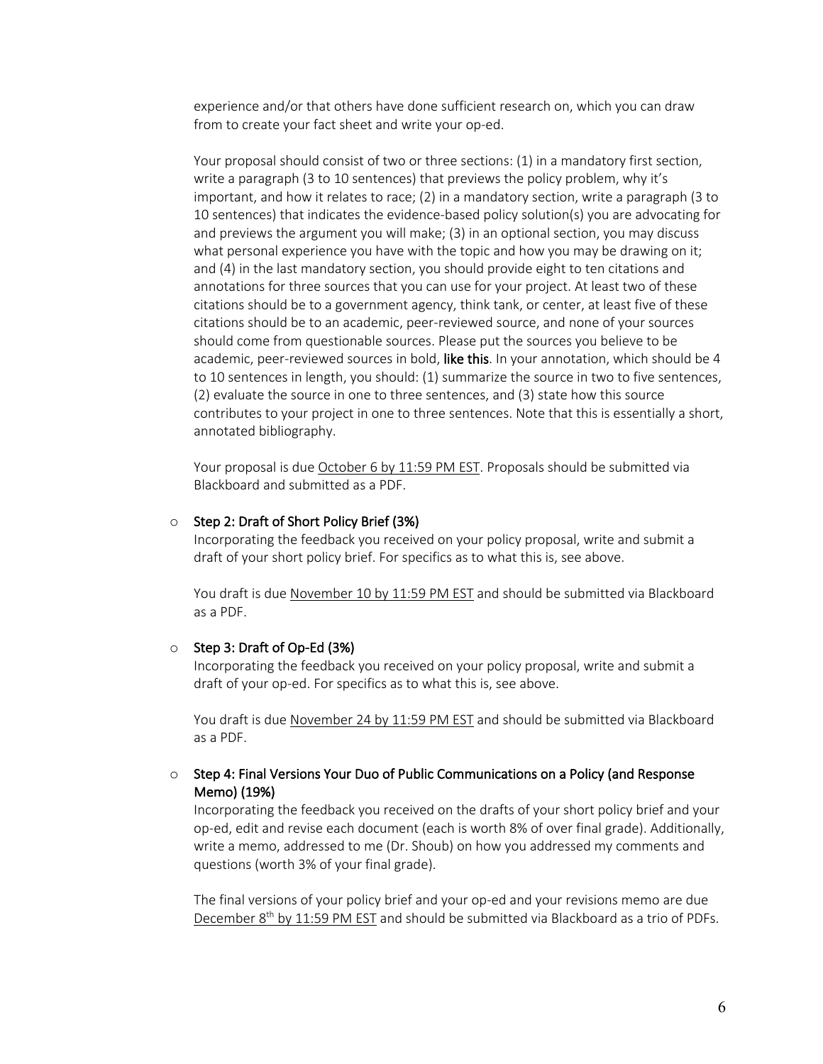experience and/or that others have done sufficient research on, which you can draw from to create your fact sheet and write your op-ed.

Your proposal should consist of two or three sections: (1) in a mandatory first section, write a paragraph (3 to 10 sentences) that previews the policy problem, why it's important, and how it relates to race; (2) in a mandatory section, write a paragraph (3 to 10 sentences) that indicates the evidence-based policy solution(s) you are advocating for and previews the argument you will make; (3) in an optional section, you may discuss what personal experience you have with the topic and how you may be drawing on it; and (4) in the last mandatory section, you should provide eight to ten citations and annotations for three sources that you can use for your project. At least two of these citations should be to a government agency, think tank, or center, at least five of these citations should be to an academic, peer-reviewed source, and none of your sources should come from questionable sources. Please put the sources you believe to be academic, peer-reviewed sources in bold, **like this**. In your annotation, which should be 4 to 10 sentences in length, you should: (1) summarize the source in two to five sentences, (2) evaluate the source in one to three sentences, and (3) state how this source contributes to your project in one to three sentences. Note that this is essentially a short, annotated bibliography.

Your proposal is due <u>October 6 by 11:59 PM EST</u>. Proposals should be submitted via Blackboard and submitted as a PDF.

- **Step 2: Draft of Short Policy Brief (3%)**

  Incorporating the feedback you received on your policy proposal, write and submit a draft of your short policy brief. For specifics as to what this is, see above.

  You draft is due <u>November 10 by 11:59 PM EST</u> and should be submitted via Blackboard as a PDF.

- **Step 3: Draft of Op-Ed (3%)**

  Incorporating the feedback you received on your policy proposal, write and submit a draft of your op-ed. For specifics as to what this is, see above.

  You draft is due <u>November 24 by 11:59 PM EST</u> and should be submitted via Blackboard as a PDF.

- **Step 4: Final Versions Your Duo of Public Communications on a Policy (and Response Memo) (19%)**

  Incorporating the feedback you received on the drafts of your short policy brief and your op-ed, edit and revise each document (each is worth 8% of over final grade). Additionally, write a memo, addressed to me (Dr. Shoub) on how you addressed my comments and questions (worth 3% of your final grade).

  The final versions of your policy brief and your op-ed and your revisions memo are due <u>December 8th by 11:59 PM EST</u> and should be submitted via Blackboard as a trio of PDFs.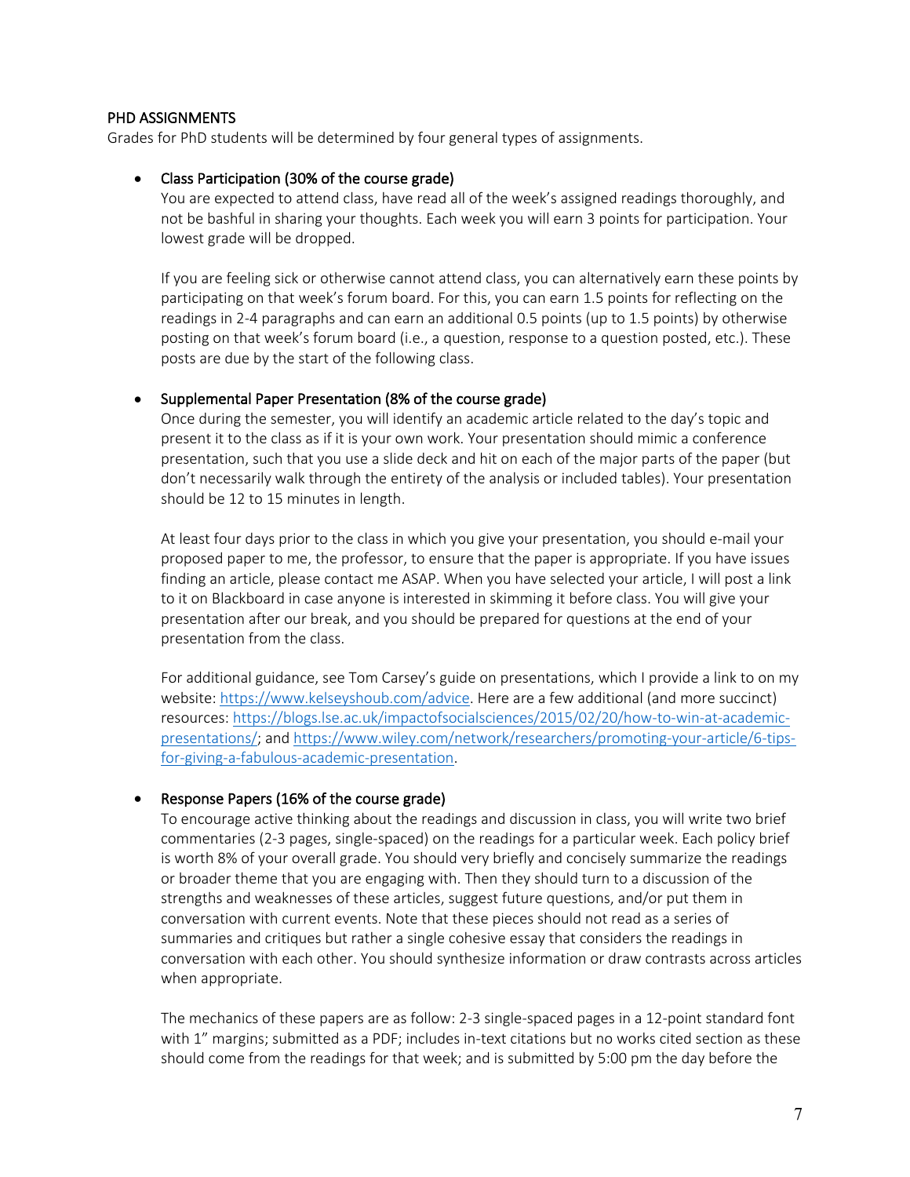## PHD ASSIGNMENTS

Grades for PhD students will be determined by four general types of assignments.

- Class Participation (30% of the course grade)

  You are expected to attend class, have read all of the week's assigned readings thoroughly, and not be bashful in sharing your thoughts. Each week you will earn 3 points for participation. Your lowest grade will be dropped.

  If you are feeling sick or otherwise cannot attend class, you can alternatively earn these points by participating on that week's forum board. For this, you can earn 1.5 points for reflecting on the readings in 2-4 paragraphs and can earn an additional 0.5 points (up to 1.5 points) by otherwise posting on that week's forum board (i.e., a question, response to a question posted, etc.). These posts are due by the start of the following class.

- Supplemental Paper Presentation (8% of the course grade)

  Once during the semester, you will identify an academic article related to the day's topic and present it to the class as if it is your own work. Your presentation should mimic a conference presentation, such that you use a slide deck and hit on each of the major parts of the paper (but don't necessarily walk through the entirety of the analysis or included tables). Your presentation should be 12 to 15 minutes in length.

  At least four days prior to the class in which you give your presentation, you should e-mail your proposed paper to me, the professor, to ensure that the paper is appropriate. If you have issues finding an article, please contact me ASAP. When you have selected your article, I will post a link to it on Blackboard in case anyone is interested in skimming it before class. You will give your presentation after our break, and you should be prepared for questions at the end of your presentation from the class.

  For additional guidance, see Tom Carsey's guide on presentations, which I provide a link to on my website: https://www.kelseyshoub.com/advice. Here are a few additional (and more succinct) resources: https://blogs.lse.ac.uk/impactofsocialsciences/2015/02/20/how-to-win-at-academic-presentations/; and https://www.wiley.com/network/researchers/promoting-your-article/6-tips-for-giving-a-fabulous-academic-presentation.

- Response Papers (16% of the course grade)

  To encourage active thinking about the readings and discussion in class, you will write two brief commentaries (2-3 pages, single-spaced) on the readings for a particular week. Each policy brief is worth 8% of your overall grade. You should very briefly and concisely summarize the readings or broader theme that you are engaging with. Then they should turn to a discussion of the strengths and weaknesses of these articles, suggest future questions, and/or put them in conversation with current events. Note that these pieces should not read as a series of summaries and critiques but rather a single cohesive essay that considers the readings in conversation with each other. You should synthesize information or draw contrasts across articles when appropriate.

  The mechanics of these papers are as follow: 2-3 single-spaced pages in a 12-point standard font with 1" margins; submitted as a PDF; includes in-text citations but no works cited section as these should come from the readings for that week; and is submitted by 5:00 pm the day before the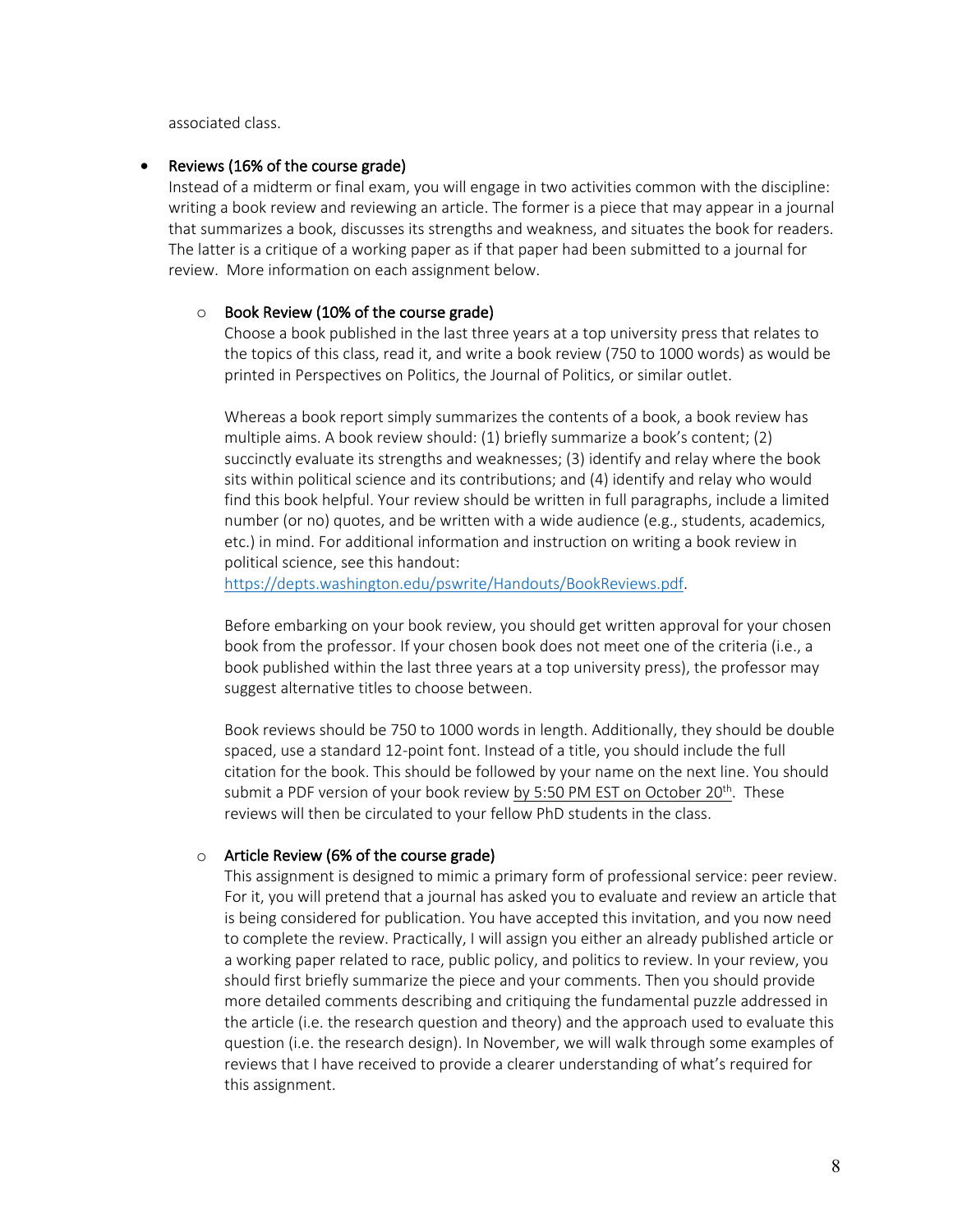associated class.

- Reviews (16% of the course grade)
  Instead of a midterm or final exam, you will engage in two activities common with the discipline: writing a book review and reviewing an article. The former is a piece that may appear in a journal that summarizes a book, discusses its strengths and weakness, and situates the book for readers. The latter is a critique of a working paper as if that paper had been submitted to a journal for review. More information on each assignment below.

  - Book Review (10% of the course grade)
    Choose a book published in the last three years at a top university press that relates to the topics of this class, read it, and write a book review (750 to 1000 words) as would be printed in Perspectives on Politics, the Journal of Politics, or similar outlet.

    Whereas a book report simply summarizes the contents of a book, a book review has multiple aims. A book review should: (1) briefly summarize a book's content; (2) succinctly evaluate its strengths and weaknesses; (3) identify and relay where the book sits within political science and its contributions; and (4) identify and relay who would find this book helpful. Your review should be written in full paragraphs, include a limited number (or no) quotes, and be written with a wide audience (e.g., students, academics, etc.) in mind. For additional information and instruction on writing a book review in political science, see this handout: https://depts.washington.edu/pswrite/Handouts/BookReviews.pdf.

    Before embarking on your book review, you should get written approval for your chosen book from the professor. If your chosen book does not meet one of the criteria (i.e., a book published within the last three years at a top university press), the professor may suggest alternative titles to choose between.

    Book reviews should be 750 to 1000 words in length. Additionally, they should be double spaced, use a standard 12-point font. Instead of a title, you should include the full citation for the book. This should be followed by your name on the next line. You should submit a PDF version of your book review by 5:50 PM EST on October 20th. These reviews will then be circulated to your fellow PhD students in the class.

  - Article Review (6% of the course grade)
    This assignment is designed to mimic a primary form of professional service: peer review. For it, you will pretend that a journal has asked you to evaluate and review an article that is being considered for publication. You have accepted this invitation, and you now need to complete the review. Practically, I will assign you either an already published article or a working paper related to race, public policy, and politics to review. In your review, you should first briefly summarize the piece and your comments. Then you should provide more detailed comments describing and critiquing the fundamental puzzle addressed in the article (i.e. the research question and theory) and the approach used to evaluate this question (i.e. the research design). In November, we will walk through some examples of reviews that I have received to provide a clearer understanding of what's required for this assignment.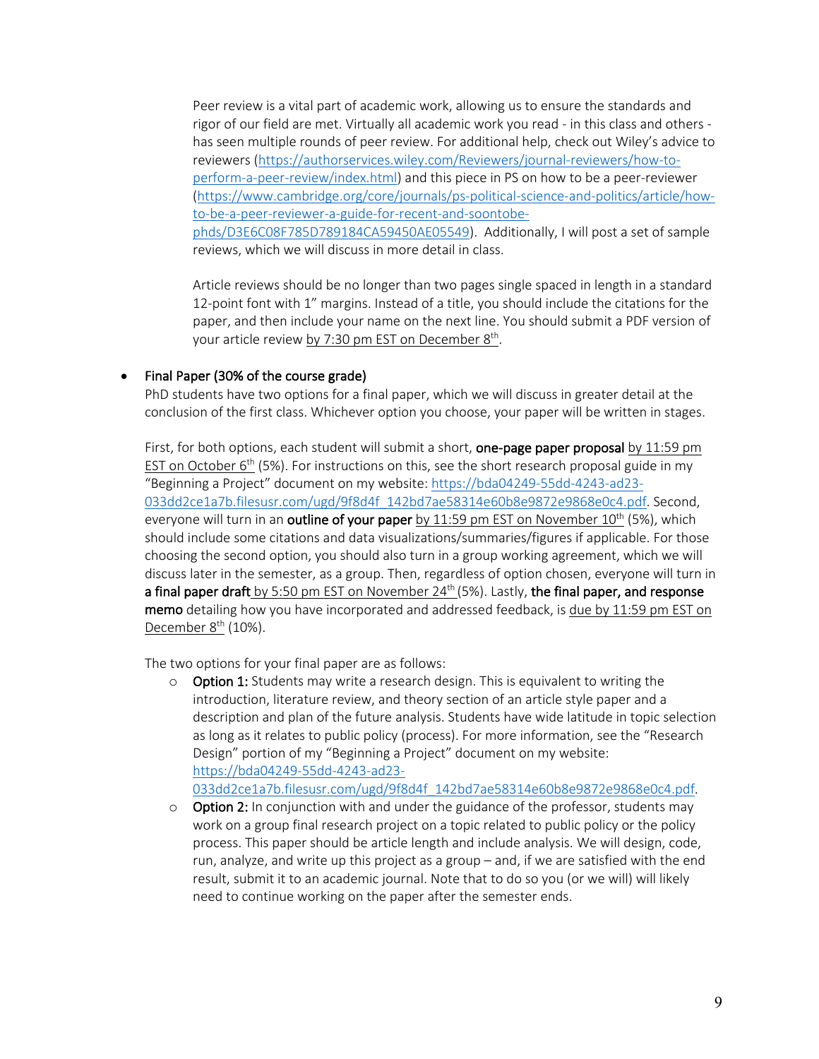Peer review is a vital part of academic work, allowing us to ensure the standards and rigor of our field are met. Virtually all academic work you read - in this class and others - has seen multiple rounds of peer review. For additional help, check out Wiley's advice to reviewers (https://authorservices.wiley.com/Reviewers/journal-reviewers/how-to-perform-a-peer-review/index.html) and this piece in PS on how to be a peer-reviewer (https://www.cambridge.org/core/journals/ps-political-science-and-politics/article/how-to-be-a-peer-reviewer-a-guide-for-recent-and-soontobe-phds/D3E6C08F785D789184CA59450AE05549). Additionally, I will post a set of sample reviews, which we will discuss in more detail in class.

Article reviews should be no longer than two pages single spaced in length in a standard 12-point font with 1" margins. Instead of a title, you should include the citations for the paper, and then include your name on the next line. You should submit a PDF version of your article review by 7:30 pm EST on December 8th.

- Final Paper (30% of the course grade)

  PhD students have two options for a final paper, which we will discuss in greater detail at the conclusion of the first class. Whichever option you choose, your paper will be written in stages.

  First, for both options, each student will submit a short, **one-page paper proposal** by 11:59 pm EST on October 6th (5%). For instructions on this, see the short research proposal guide in my "Beginning a Project" document on my website: https://bda04249-55dd-4243-ad23-033dd2ce1a7b.filesusr.com/ugd/9f8d4f_142bd7ae58314e60b8e9872e9868e0c4.pdf. Second, everyone will turn in an **outline of your paper** by 11:59 pm EST on November 10th (5%), which should include some citations and data visualizations/summaries/figures if applicable. For those choosing the second option, you should also turn in a group working agreement, which we will discuss later in the semester, as a group. Then, regardless of option chosen, everyone will turn in **a final paper draft** by 5:50 pm EST on November 24th (5%). Lastly, **the final paper, and response memo** detailing how you have incorporated and addressed feedback, is due by 11:59 pm EST on December 8th (10%).

  The two options for your final paper are as follows:

  - **Option 1:** Students may write a research design. This is equivalent to writing the introduction, literature review, and theory section of an article style paper and a description and plan of the future analysis. Students have wide latitude in topic selection as long as it relates to public policy (process). For more information, see the "Research Design" portion of my "Beginning a Project" document on my website: https://bda04249-55dd-4243-ad23-033dd2ce1a7b.filesusr.com/ugd/9f8d4f_142bd7ae58314e60b8e9872e9868e0c4.pdf.
  - **Option 2:** In conjunction with and under the guidance of the professor, students may work on a group final research project on a topic related to public policy or the policy process. This paper should be article length and include analysis. We will design, code, run, analyze, and write up this project as a group – and, if we are satisfied with the end result, submit it to an academic journal. Note that to do so you (or we will) will likely need to continue working on the paper after the semester ends.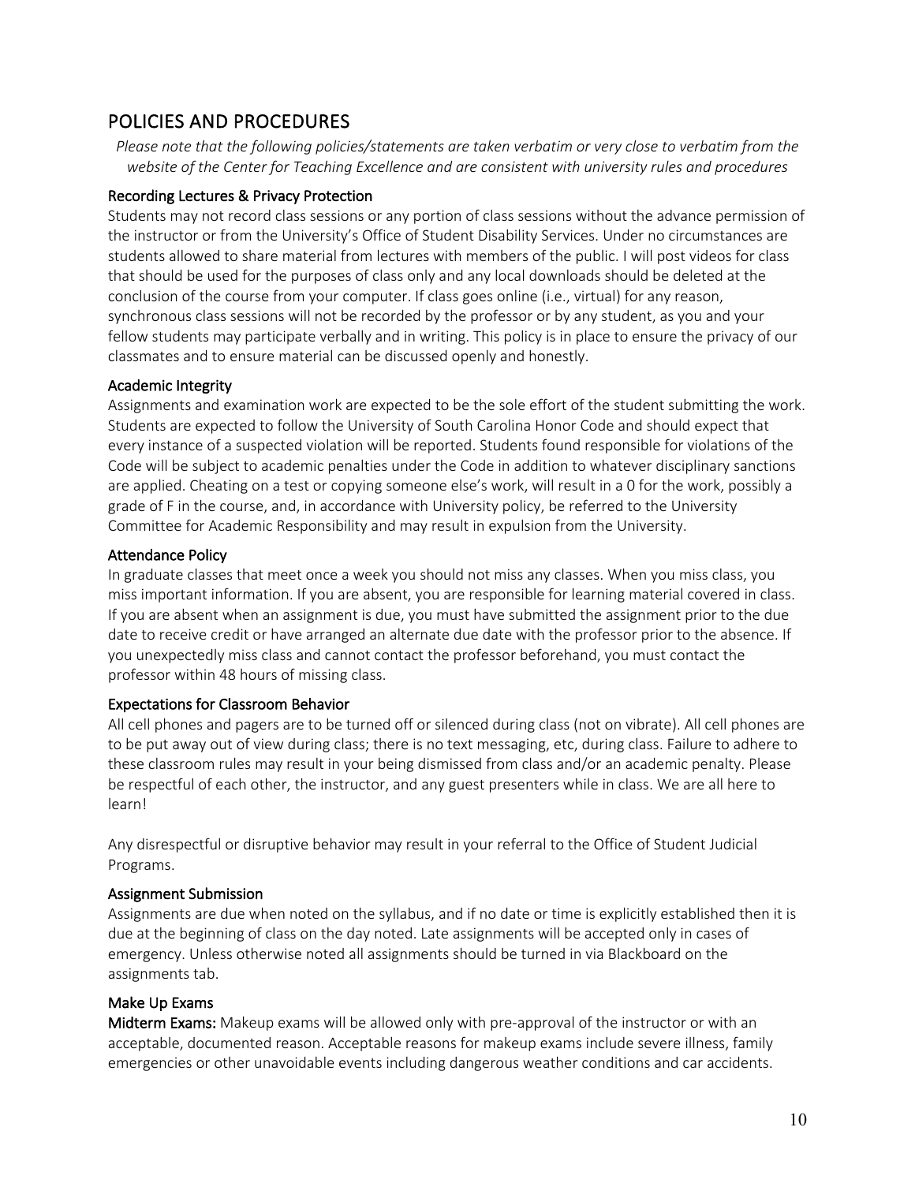## POLICIES AND PROCEDURES

*Please note that the following policies/statements are taken verbatim or very close to verbatim from the website of the Center for Teaching Excellence and are consistent with university rules and procedures*

### Recording Lectures & Privacy Protection

Students may not record class sessions or any portion of class sessions without the advance permission of the instructor or from the University's Office of Student Disability Services. Under no circumstances are students allowed to share material from lectures with members of the public. I will post videos for class that should be used for the purposes of class only and any local downloads should be deleted at the conclusion of the course from your computer. If class goes online (i.e., virtual) for any reason, synchronous class sessions will not be recorded by the professor or by any student, as you and your fellow students may participate verbally and in writing. This policy is in place to ensure the privacy of our classmates and to ensure material can be discussed openly and honestly.

### Academic Integrity

Assignments and examination work are expected to be the sole effort of the student submitting the work. Students are expected to follow the University of South Carolina Honor Code and should expect that every instance of a suspected violation will be reported. Students found responsible for violations of the Code will be subject to academic penalties under the Code in addition to whatever disciplinary sanctions are applied. Cheating on a test or copying someone else's work, will result in a 0 for the work, possibly a grade of F in the course, and, in accordance with University policy, be referred to the University Committee for Academic Responsibility and may result in expulsion from the University.

### Attendance Policy

In graduate classes that meet once a week you should not miss any classes. When you miss class, you miss important information. If you are absent, you are responsible for learning material covered in class. If you are absent when an assignment is due, you must have submitted the assignment prior to the due date to receive credit or have arranged an alternate due date with the professor prior to the absence. If you unexpectedly miss class and cannot contact the professor beforehand, you must contact the professor within 48 hours of missing class.

### Expectations for Classroom Behavior

All cell phones and pagers are to be turned off or silenced during class (not on vibrate). All cell phones are to be put away out of view during class; there is no text messaging, etc, during class. Failure to adhere to these classroom rules may result in your being dismissed from class and/or an academic penalty. Please be respectful of each other, the instructor, and any guest presenters while in class. We are all here to learn!

Any disrespectful or disruptive behavior may result in your referral to the Office of Student Judicial Programs.

### Assignment Submission

Assignments are due when noted on the syllabus, and if no date or time is explicitly established then it is due at the beginning of class on the day noted. Late assignments will be accepted only in cases of emergency. Unless otherwise noted all assignments should be turned in via Blackboard on the assignments tab.

### Make Up Exams

**Midterm Exams:** Makeup exams will be allowed only with pre-approval of the instructor or with an acceptable, documented reason. Acceptable reasons for makeup exams include severe illness, family emergencies or other unavoidable events including dangerous weather conditions and car accidents.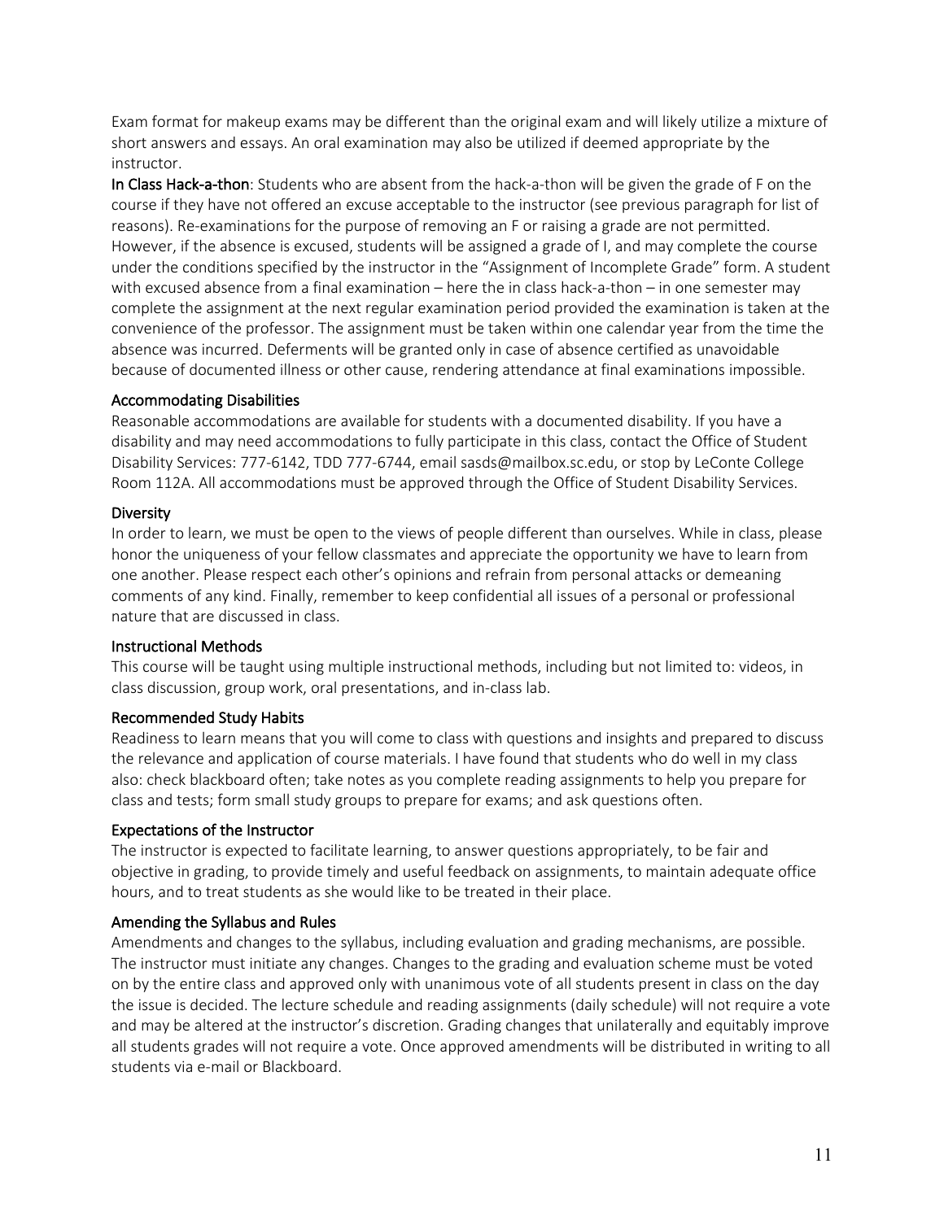Exam format for makeup exams may be different than the original exam and will likely utilize a mixture of short answers and essays. An oral examination may also be utilized if deemed appropriate by the instructor.

**In Class Hack-a-thon**: Students who are absent from the hack-a-thon will be given the grade of F on the course if they have not offered an excuse acceptable to the instructor (see previous paragraph for list of reasons). Re-examinations for the purpose of removing an F or raising a grade are not permitted. However, if the absence is excused, students will be assigned a grade of I, and may complete the course under the conditions specified by the instructor in the "Assignment of Incomplete Grade" form. A student with excused absence from a final examination – here the in class hack-a-thon – in one semester may complete the assignment at the next regular examination period provided the examination is taken at the convenience of the professor. The assignment must be taken within one calendar year from the time the absence was incurred. Deferments will be granted only in case of absence certified as unavoidable because of documented illness or other cause, rendering attendance at final examinations impossible.

### Accommodating Disabilities

Reasonable accommodations are available for students with a documented disability. If you have a disability and may need accommodations to fully participate in this class, contact the Office of Student Disability Services: 777-6142, TDD 777-6744, email sasds@mailbox.sc.edu, or stop by LeConte College Room 112A. All accommodations must be approved through the Office of Student Disability Services.

### Diversity

In order to learn, we must be open to the views of people different than ourselves. While in class, please honor the uniqueness of your fellow classmates and appreciate the opportunity we have to learn from one another. Please respect each other's opinions and refrain from personal attacks or demeaning comments of any kind. Finally, remember to keep confidential all issues of a personal or professional nature that are discussed in class.

### Instructional Methods

This course will be taught using multiple instructional methods, including but not limited to: videos, in class discussion, group work, oral presentations, and in-class lab.

### Recommended Study Habits

Readiness to learn means that you will come to class with questions and insights and prepared to discuss the relevance and application of course materials. I have found that students who do well in my class also: check blackboard often; take notes as you complete reading assignments to help you prepare for class and tests; form small study groups to prepare for exams; and ask questions often.

### Expectations of the Instructor

The instructor is expected to facilitate learning, to answer questions appropriately, to be fair and objective in grading, to provide timely and useful feedback on assignments, to maintain adequate office hours, and to treat students as she would like to be treated in their place.

### Amending the Syllabus and Rules

Amendments and changes to the syllabus, including evaluation and grading mechanisms, are possible. The instructor must initiate any changes. Changes to the grading and evaluation scheme must be voted on by the entire class and approved only with unanimous vote of all students present in class on the day the issue is decided. The lecture schedule and reading assignments (daily schedule) will not require a vote and may be altered at the instructor's discretion. Grading changes that unilaterally and equitably improve all students grades will not require a vote. Once approved amendments will be distributed in writing to all students via e-mail or Blackboard.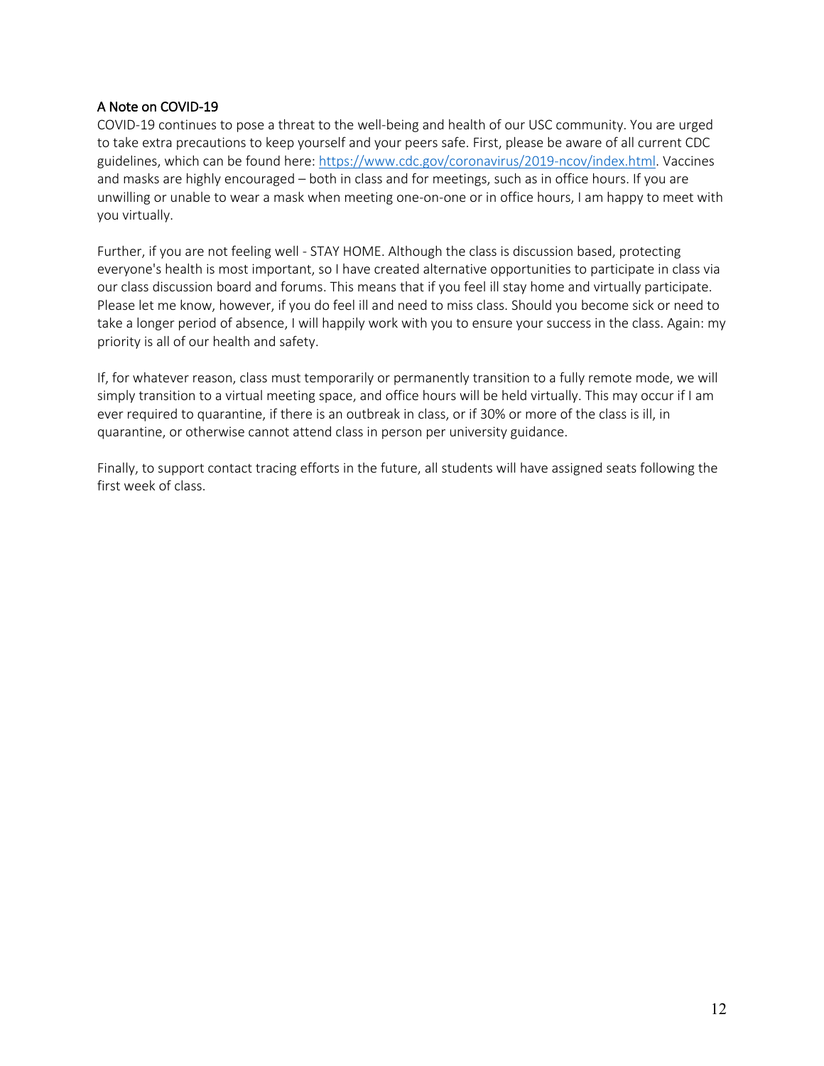## A Note on COVID-19

COVID-19 continues to pose a threat to the well-being and health of our USC community. You are urged to take extra precautions to keep yourself and your peers safe. First, please be aware of all current CDC guidelines, which can be found here: [https://www.cdc.gov/coronavirus/2019-ncov/index.html](https://www.cdc.gov/coronavirus/2019-ncov/index.html). Vaccines and masks are highly encouraged – both in class and for meetings, such as in office hours. If you are unwilling or unable to wear a mask when meeting one-on-one or in office hours, I am happy to meet with you virtually.

Further, if you are not feeling well - STAY HOME. Although the class is discussion based, protecting everyone's health is most important, so I have created alternative opportunities to participate in class via our class discussion board and forums. This means that if you feel ill stay home and virtually participate. Please let me know, however, if you do feel ill and need to miss class. Should you become sick or need to take a longer period of absence, I will happily work with you to ensure your success in the class. Again: my priority is all of our health and safety.

If, for whatever reason, class must temporarily or permanently transition to a fully remote mode, we will simply transition to a virtual meeting space, and office hours will be held virtually. This may occur if I am ever required to quarantine, if there is an outbreak in class, or if 30% or more of the class is ill, in quarantine, or otherwise cannot attend class in person per university guidance.

Finally, to support contact tracing efforts in the future, all students will have assigned seats following the first week of class.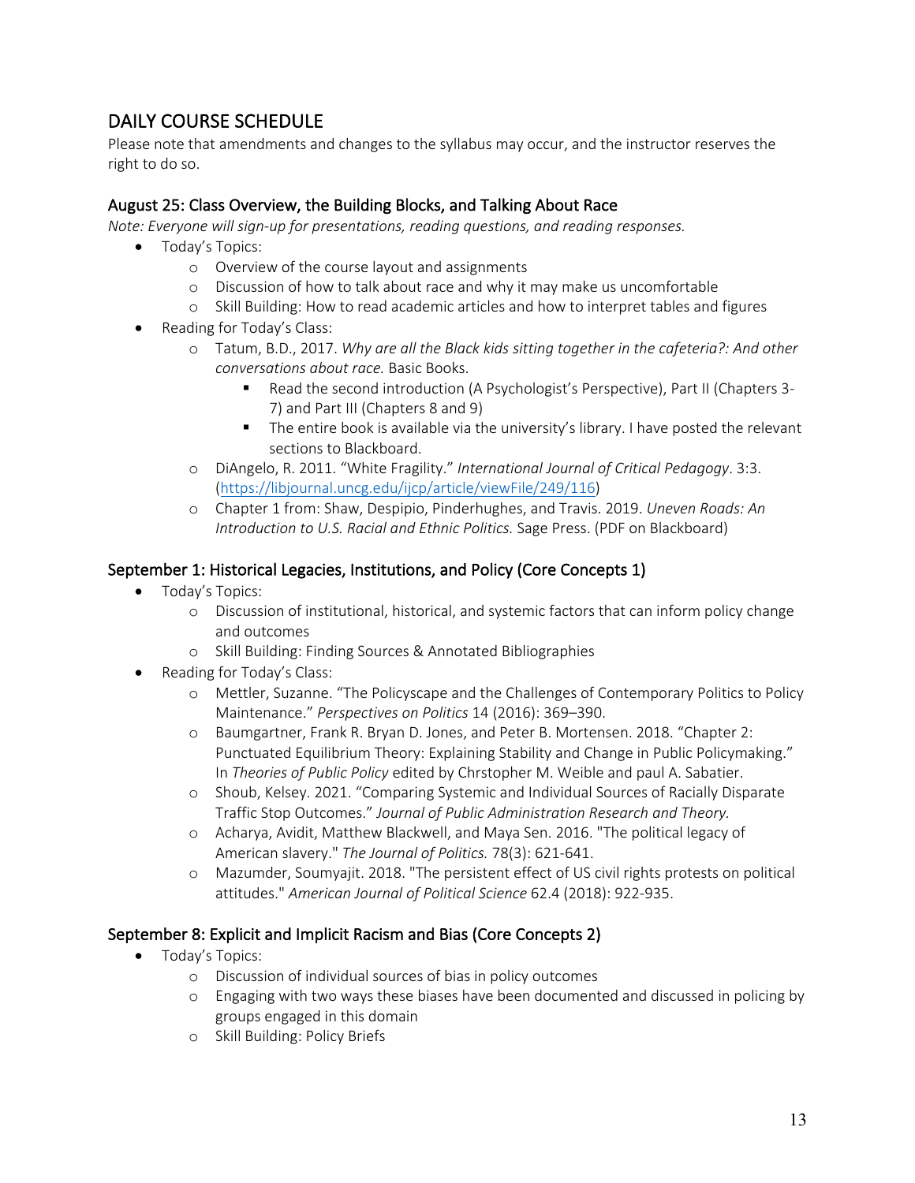## DAILY COURSE SCHEDULE

Please note that amendments and changes to the syllabus may occur, and the instructor reserves the right to do so.

### August 25: Class Overview, the Building Blocks, and Talking About Race

*Note: Everyone will sign-up for presentations, reading questions, and reading responses.*

- Today's Topics:
  - Overview of the course layout and assignments
  - Discussion of how to talk about race and why it may make us uncomfortable
  - Skill Building: How to read academic articles and how to interpret tables and figures
- Reading for Today's Class:
  - Tatum, B.D., 2017. *Why are all the Black kids sitting together in the cafeteria?: And other conversations about race.* Basic Books.
    - Read the second introduction (A Psychologist's Perspective), Part II (Chapters 3-7) and Part III (Chapters 8 and 9)
    - The entire book is available via the university's library. I have posted the relevant sections to Blackboard.
  - DiAngelo, R. 2011. "White Fragility." *International Journal of Critical Pedagogy*. 3:3. (https://libjournal.uncg.edu/ijcp/article/viewFile/249/116)
  - Chapter 1 from: Shaw, Despipio, Pinderhughes, and Travis. 2019. *Uneven Roads: An Introduction to U.S. Racial and Ethnic Politics.* Sage Press. (PDF on Blackboard)

### September 1: Historical Legacies, Institutions, and Policy (Core Concepts 1)

- Today's Topics:
  - Discussion of institutional, historical, and systemic factors that can inform policy change and outcomes
  - Skill Building: Finding Sources & Annotated Bibliographies
- Reading for Today's Class:
  - Mettler, Suzanne. "The Policyscape and the Challenges of Contemporary Politics to Policy Maintenance." *Perspectives on Politics* 14 (2016): 369–390.
  - Baumgartner, Frank R. Bryan D. Jones, and Peter B. Mortensen. 2018. "Chapter 2: Punctuated Equilibrium Theory: Explaining Stability and Change in Public Policymaking." In *Theories of Public Policy* edited by Chrstopher M. Weible and paul A. Sabatier.
  - Shoub, Kelsey. 2021. "Comparing Systemic and Individual Sources of Racially Disparate Traffic Stop Outcomes." *Journal of Public Administration Research and Theory.*
  - Acharya, Avidit, Matthew Blackwell, and Maya Sen. 2016. "The political legacy of American slavery." *The Journal of Politics.* 78(3): 621-641.
  - Mazumder, Soumyajit. 2018. "The persistent effect of US civil rights protests on political attitudes." *American Journal of Political Science* 62.4 (2018): 922-935.

### September 8: Explicit and Implicit Racism and Bias (Core Concepts 2)

- Today's Topics:
  - Discussion of individual sources of bias in policy outcomes
  - Engaging with two ways these biases have been documented and discussed in policing by groups engaged in this domain
  - Skill Building: Policy Briefs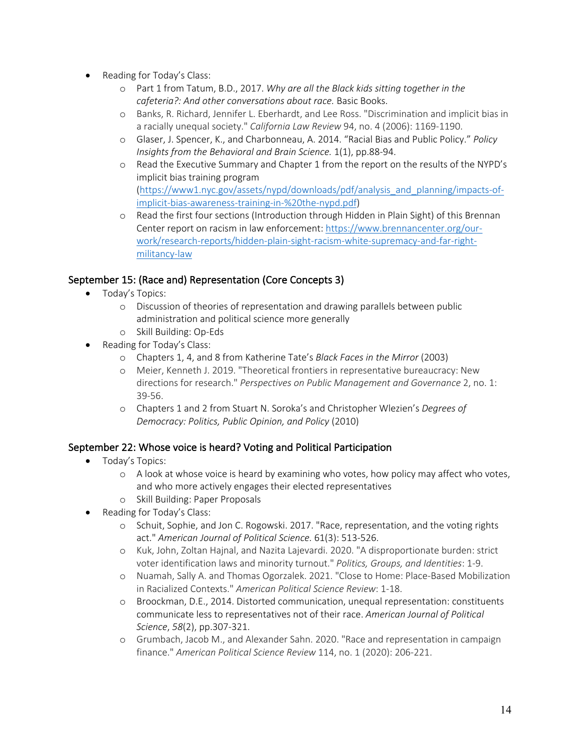- Reading for Today's Class:
    - Part 1 from Tatum, B.D., 2017. *Why are all the Black kids sitting together in the cafeteria?: And other conversations about race.* Basic Books.
    - Banks, R. Richard, Jennifer L. Eberhardt, and Lee Ross. "Discrimination and implicit bias in a racially unequal society." *California Law Review* 94, no. 4 (2006): 1169-1190.
    - Glaser, J. Spencer, K., and Charbonneau, A. 2014. "Racial Bias and Public Policy." *Policy Insights from the Behavioral and Brain Science.* 1(1), pp.88-94.
    - Read the Executive Summary and Chapter 1 from the report on the results of the NYPD's implicit bias training program ([https://www1.nyc.gov/assets/nypd/downloads/pdf/analysis_and_planning/impacts-of-implicit-bias-awareness-training-in-%20the-nypd.pdf](https://www1.nyc.gov/assets/nypd/downloads/pdf/analysis_and_planning/impacts-of-implicit-bias-awareness-training-in-%20the-nypd.pdf))
    - Read the first four sections (Introduction through Hidden in Plain Sight) of this Brennan Center report on racism in law enforcement: [https://www.brennancenter.org/our-work/research-reports/hidden-plain-sight-racism-white-supremacy-and-far-right-militancy-law](https://www.brennancenter.org/our-work/research-reports/hidden-plain-sight-racism-white-supremacy-and-far-right-militancy-law)

## September 15: (Race and) Representation (Core Concepts 3)

- Today's Topics:
    - Discussion of theories of representation and drawing parallels between public administration and political science more generally
    - Skill Building: Op-Eds
- Reading for Today's Class:
    - Chapters 1, 4, and 8 from Katherine Tate's *Black Faces in the Mirror* (2003)
    - Meier, Kenneth J. 2019. "Theoretical frontiers in representative bureaucracy: New directions for research." *Perspectives on Public Management and Governance* 2, no. 1: 39-56.
    - Chapters 1 and 2 from Stuart N. Soroka's and Christopher Wlezien's *Degrees of Democracy: Politics, Public Opinion, and Policy* (2010)

## September 22: Whose voice is heard? Voting and Political Participation

- Today's Topics:
    - A look at whose voice is heard by examining who votes, how policy may affect who votes, and who more actively engages their elected representatives
    - Skill Building: Paper Proposals
- Reading for Today's Class:
    - Schuit, Sophie, and Jon C. Rogowski. 2017. "Race, representation, and the voting rights act." *American Journal of Political Science.* 61(3): 513-526.
    - Kuk, John, Zoltan Hajnal, and Nazita Lajevardi. 2020. "A disproportionate burden: strict voter identification laws and minority turnout." *Politics, Groups, and Identities*: 1-9.
    - Nuamah, Sally A. and Thomas Ogorzalek. 2021. "Close to Home: Place-Based Mobilization in Racialized Contexts." *American Political Science Review*: 1-18.
    - Broockman, D.E., 2014. Distorted communication, unequal representation: constituents communicate less to representatives not of their race. *American Journal of Political Science*, *58*(2), pp.307-321.
    - Grumbach, Jacob M., and Alexander Sahn. 2020. "Race and representation in campaign finance." *American Political Science Review* 114, no. 1 (2020): 206-221.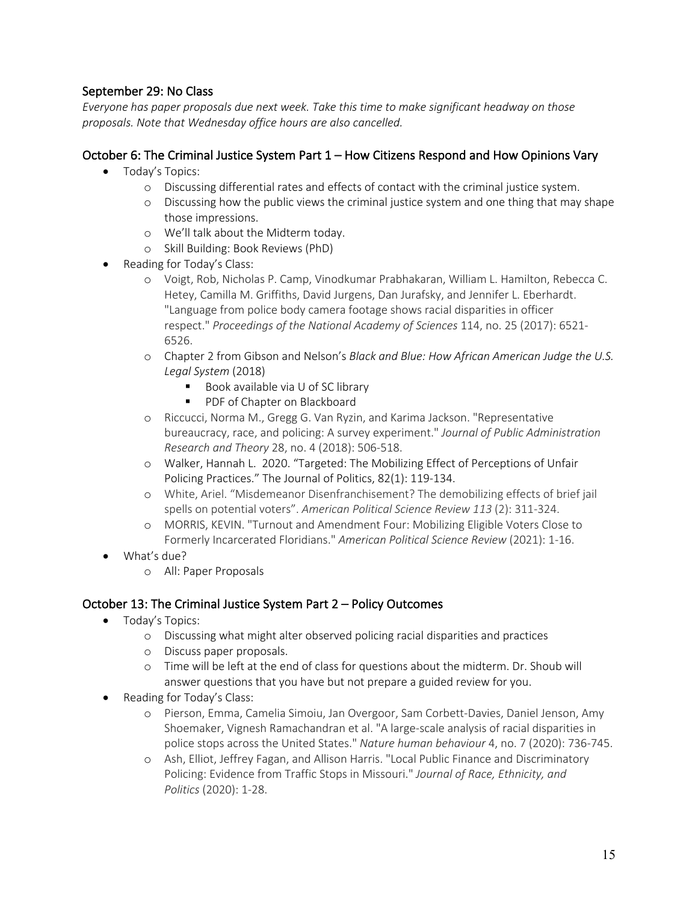## September 29: No Class

*Everyone has paper proposals due next week. Take this time to make significant headway on those proposals. Note that Wednesday office hours are also cancelled.*

## October 6: The Criminal Justice System Part 1 – How Citizens Respond and How Opinions Vary

- Today's Topics:
    - Discussing differential rates and effects of contact with the criminal justice system.
    - Discussing how the public views the criminal justice system and one thing that may shape those impressions.
    - We'll talk about the Midterm today.
    - Skill Building: Book Reviews (PhD)
- Reading for Today's Class:
    - Voigt, Rob, Nicholas P. Camp, Vinodkumar Prabhakaran, William L. Hamilton, Rebecca C. Hetey, Camilla M. Griffiths, David Jurgens, Dan Jurafsky, and Jennifer L. Eberhardt. "Language from police body camera footage shows racial disparities in officer respect." *Proceedings of the National Academy of Sciences* 114, no. 25 (2017): 6521-6526.
    - Chapter 2 from Gibson and Nelson's *Black and Blue: How African American Judge the U.S. Legal System* (2018)
        - Book available via U of SC library
        - PDF of Chapter on Blackboard
    - Riccucci, Norma M., Gregg G. Van Ryzin, and Karima Jackson. "Representative bureaucracy, race, and policing: A survey experiment." *Journal of Public Administration Research and Theory* 28, no. 4 (2018): 506-518.
    - Walker, Hannah L. 2020. "Targeted: The Mobilizing Effect of Perceptions of Unfair Policing Practices." The Journal of Politics, 82(1): 119-134.
    - White, Ariel. "Misdemeanor Disenfranchisement? The demobilizing effects of brief jail spells on potential voters". *American Political Science Review 113* (2): 311-324.
    - MORRIS, KEVIN. "Turnout and Amendment Four: Mobilizing Eligible Voters Close to Formerly Incarcerated Floridians." *American Political Science Review* (2021): 1-16.
- What's due?
    - All: Paper Proposals

## October 13: The Criminal Justice System Part 2 – Policy Outcomes

- Today's Topics:
    - Discussing what might alter observed policing racial disparities and practices
    - Discuss paper proposals.
    - Time will be left at the end of class for questions about the midterm. Dr. Shoub will answer questions that you have but not prepare a guided review for you.
- Reading for Today's Class:
    - Pierson, Emma, Camelia Simoiu, Jan Overgoor, Sam Corbett-Davies, Daniel Jenson, Amy Shoemaker, Vignesh Ramachandran et al. "A large-scale analysis of racial disparities in police stops across the United States." *Nature human behaviour* 4, no. 7 (2020): 736-745.
    - Ash, Elliot, Jeffrey Fagan, and Allison Harris. "Local Public Finance and Discriminatory Policing: Evidence from Traffic Stops in Missouri." *Journal of Race, Ethnicity, and Politics* (2020): 1-28.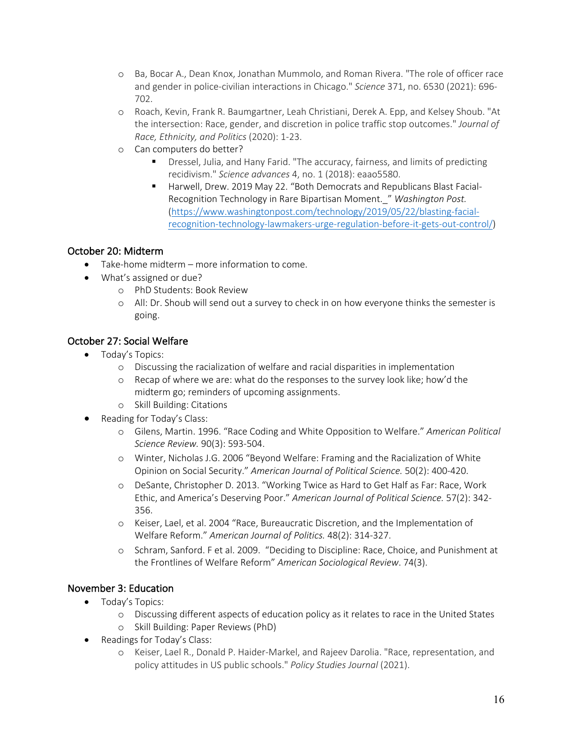- Ba, Bocar A., Dean Knox, Jonathan Mummolo, and Roman Rivera. "The role of officer race and gender in police-civilian interactions in Chicago." *Science* 371, no. 6530 (2021): 696-702.
    - Roach, Kevin, Frank R. Baumgartner, Leah Christiani, Derek A. Epp, and Kelsey Shoub. "At the intersection: Race, gender, and discretion in police traffic stop outcomes." *Journal of Race, Ethnicity, and Politics* (2020): 1-23.
    - Can computers do better?
        - Dressel, Julia, and Hany Farid. "The accuracy, fairness, and limits of predicting recidivism." *Science advances* 4, no. 1 (2018): eaao5580.
        - Harwell, Drew. 2019 May 22. "Both Democrats and Republicans Blast Facial-Recognition Technology in Rare Bipartisan Moment._" *Washington Post.* ([https://www.washingtonpost.com/technology/2019/05/22/blasting-facial-recognition-technology-lawmakers-urge-regulation-before-it-gets-out-control/](https://www.washingtonpost.com/technology/2019/05/22/blasting-facial-recognition-technology-lawmakers-urge-regulation-before-it-gets-out-control/))

## October 20: Midterm

- Take-home midterm – more information to come.
- What's assigned or due?
    - PhD Students: Book Review
    - All: Dr. Shoub will send out a survey to check in on how everyone thinks the semester is going.

## October 27: Social Welfare

- Today's Topics:
    - Discussing the racialization of welfare and racial disparities in implementation
    - Recap of where we are: what do the responses to the survey look like; how'd the midterm go; reminders of upcoming assignments.
    - Skill Building: Citations
- Reading for Today's Class:
    - Gilens, Martin. 1996. "Race Coding and White Opposition to Welfare." *American Political Science Review.* 90(3): 593-504.
    - Winter, Nicholas J.G. 2006 "Beyond Welfare: Framing and the Racialization of White Opinion on Social Security." *American Journal of Political Science.* 50(2): 400-420.
    - DeSante, Christopher D. 2013. "Working Twice as Hard to Get Half as Far: Race, Work Ethic, and America's Deserving Poor." *American Journal of Political Science.* 57(2): 342-356.
    - Keiser, Lael, et al. 2004 "Race, Bureaucratic Discretion, and the Implementation of Welfare Reform." *American Journal of Politics.* 48(2): 314-327.
    - Schram, Sanford. F et al. 2009. "Deciding to Discipline: Race, Choice, and Punishment at the Frontlines of Welfare Reform" *American Sociological Review*. 74(3).

## November 3: Education

- Today's Topics:
    - Discussing different aspects of education policy as it relates to race in the United States
    - Skill Building: Paper Reviews (PhD)
- Readings for Today's Class:
    - Keiser, Lael R., Donald P. Haider-Markel, and Rajeev Darolia. "Race, representation, and policy attitudes in US public schools." *Policy Studies Journal* (2021).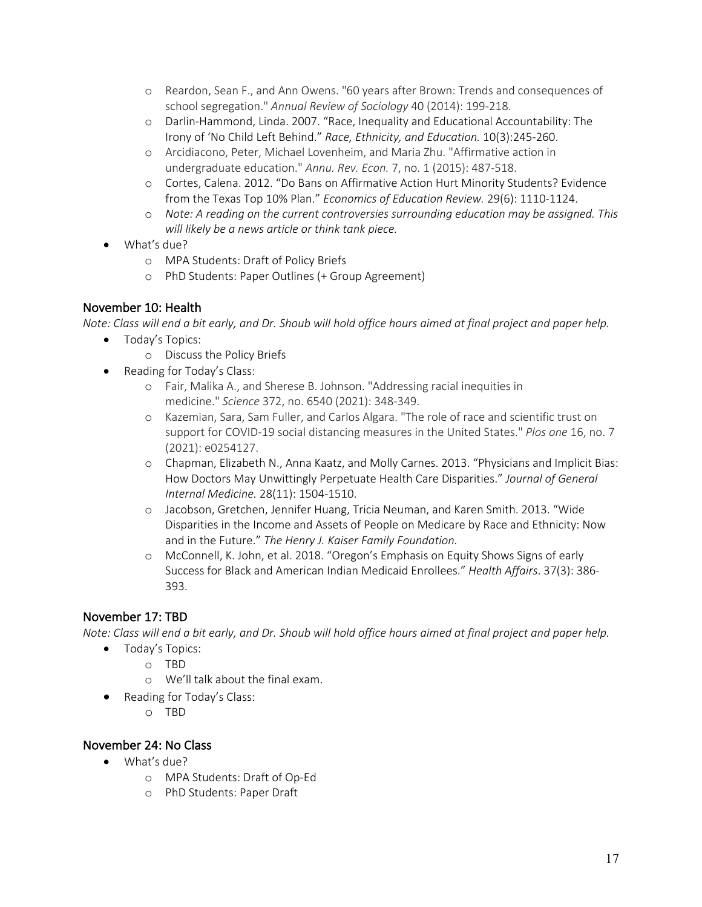- Reardon, Sean F., and Ann Owens. "60 years after Brown: Trends and consequences of school segregation." *Annual Review of Sociology* 40 (2014): 199-218.
  - Darlin-Hammond, Linda. 2007. "Race, Inequality and Educational Accountability: The Irony of 'No Child Left Behind." *Race, Ethnicity, and Education.* 10(3):245-260.
  - Arcidiacono, Peter, Michael Lovenheim, and Maria Zhu. "Affirmative action in undergraduate education." *Annu. Rev. Econ.* 7, no. 1 (2015): 487-518.
  - Cortes, Calena. 2012. "Do Bans on Affirmative Action Hurt Minority Students? Evidence from the Texas Top 10% Plan." *Economics of Education Review.* 29(6): 1110-1124.
  - *Note: A reading on the current controversies surrounding education may be assigned. This will likely be a news article or think tank piece.*
- What's due?
  - MPA Students: Draft of Policy Briefs
  - PhD Students: Paper Outlines (+ Group Agreement)

## November 10: Health

*Note: Class will end a bit early, and Dr. Shoub will hold office hours aimed at final project and paper help.*

- Today's Topics:
  - Discuss the Policy Briefs
- Reading for Today's Class:
  - Fair, Malika A., and Sherese B. Johnson. "Addressing racial inequities in medicine." *Science* 372, no. 6540 (2021): 348-349.
  - Kazemian, Sara, Sam Fuller, and Carlos Algara. "The role of race and scientific trust on support for COVID-19 social distancing measures in the United States." *Plos one* 16, no. 7 (2021): e0254127.
  - Chapman, Elizabeth N., Anna Kaatz, and Molly Carnes. 2013. "Physicians and Implicit Bias: How Doctors May Unwittingly Perpetuate Health Care Disparities." *Journal of General Internal Medicine.* 28(11): 1504-1510.
  - Jacobson, Gretchen, Jennifer Huang, Tricia Neuman, and Karen Smith. 2013. "Wide Disparities in the Income and Assets of People on Medicare by Race and Ethnicity: Now and in the Future." *The Henry J. Kaiser Family Foundation.*
  - McConnell, K. John, et al. 2018. "Oregon's Emphasis on Equity Shows Signs of early Success for Black and American Indian Medicaid Enrollees." *Health Affairs*. 37(3): 386-393.

## November 17: TBD

*Note: Class will end a bit early, and Dr. Shoub will hold office hours aimed at final project and paper help.*

- Today's Topics:
  - TBD
  - We'll talk about the final exam.
- Reading for Today's Class:
  - TBD

## November 24: No Class

- What's due?
  - MPA Students: Draft of Op-Ed
  - PhD Students: Paper Draft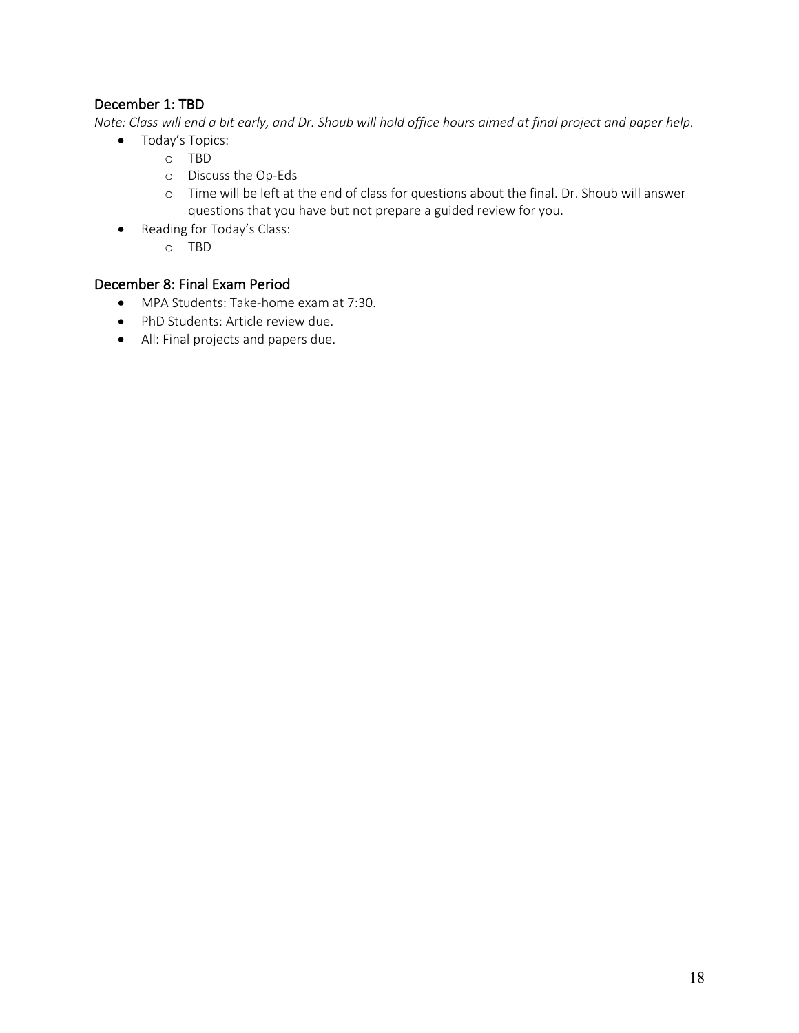## December 1: TBD

*Note: Class will end a bit early, and Dr. Shoub will hold office hours aimed at final project and paper help.*

- Today's Topics:
  - TBD
  - Discuss the Op-Eds
  - Time will be left at the end of class for questions about the final. Dr. Shoub will answer questions that you have but not prepare a guided review for you.
- Reading for Today's Class:
  - TBD

## December 8: Final Exam Period

- MPA Students: Take-home exam at 7:30.
- PhD Students: Article review due.
- All: Final projects and papers due.